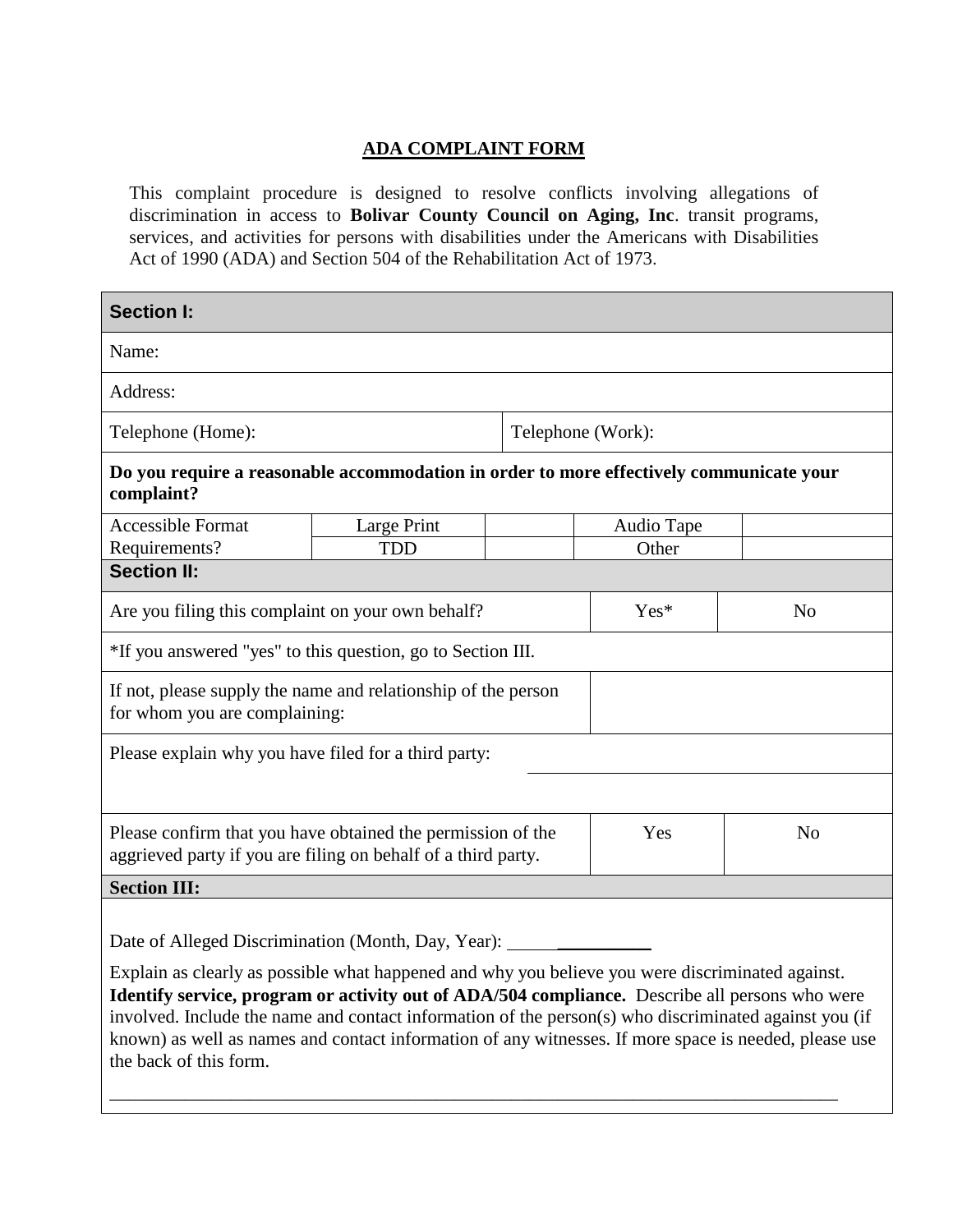## ADA COMPLAINT FORM

This complaint procedure is designed to resolve conflicts involving allegations of discrimination in access to **Bolivar County Council on Aging, Inc**. transit programs, services, and activities for persons with disabilities under the Americans with Disabilities Act of 1990 (ADA) and Section 504 of the Rehabilitation Act of 1973.

| **Section I:** | | | | | |
|---|---|---|---|---|---|
| Name: | | | | | |
| Address: | | | | | |
| Telephone (Home): | | | Telephone (Work): | | |
| **Do you require a reasonable accommodation in order to more effectively communicate your complaint?** | | | | | |
| Accessible Format Requirements? | Large Print | | Audio Tape | | |
| | TDD | | Other | | |

| **Section II:** | | |
|---|---|---|
| Are you filing this complaint on your own behalf? | Yes* | No |
| *If you answered "yes" to this question, go to Section III. | | |
| If not, please supply the name and relationship of the person for whom you are complaining: | | |
| Please explain why you have filed for a third party: | | |
| Please confirm that you have obtained the permission of the aggrieved party if you are filing on behalf of a third party. | Yes | No |

**Section III:**

Date of Alleged Discrimination (Month, Day, Year): ______________

Explain as clearly as possible what happened and why you believe you were discriminated against. **Identify service, program or activity out of ADA/504 compliance.** Describe all persons who were involved. Include the name and contact information of the person(s) who discriminated against you (if known) as well as names and contact information of any witnesses. If more space is needed, please use the back of this form.

_______________________________________________________________________________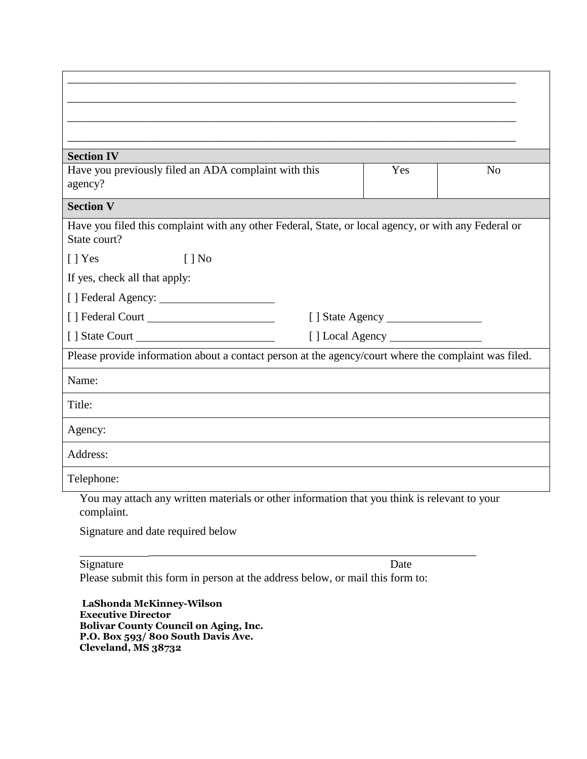______________________________________________________________________________

______________________________________________________________________________

______________________________________________________________________________

______________________________________________________________________________

| | | |
|---|---|---|
| **Section IV** | | |
| Have you previously filed an ADA complaint with this agency? | Yes | No |

**Section V**

Have you filed this complaint with any other Federal, State, or local agency, or with any Federal or State court?

[ ] Yes [ ] No

If yes, check all that apply:

[ ] Federal Agency: ____________________

[ ] Federal Court ______________________ [ ] State Agency ________________

[ ] State Court ________________________ [ ] Local Agency ________________

Please provide information about a contact person at the agency/court where the complaint was filed.

Name:

Title:

Agency:

Address:

Telephone:

You may attach any written materials or other information that you think is relevant to your complaint.

Signature and date required below

_____________________________________________________________________

Signature Date

Please submit this form in person at the address below, or mail this form to:

**LaShonda McKinney-Wilson**
**Executive Director**
**Bolivar County Council on Aging, Inc.**
**P.O. Box 593/ 800 South Davis Ave.**
**Cleveland, MS 38732**